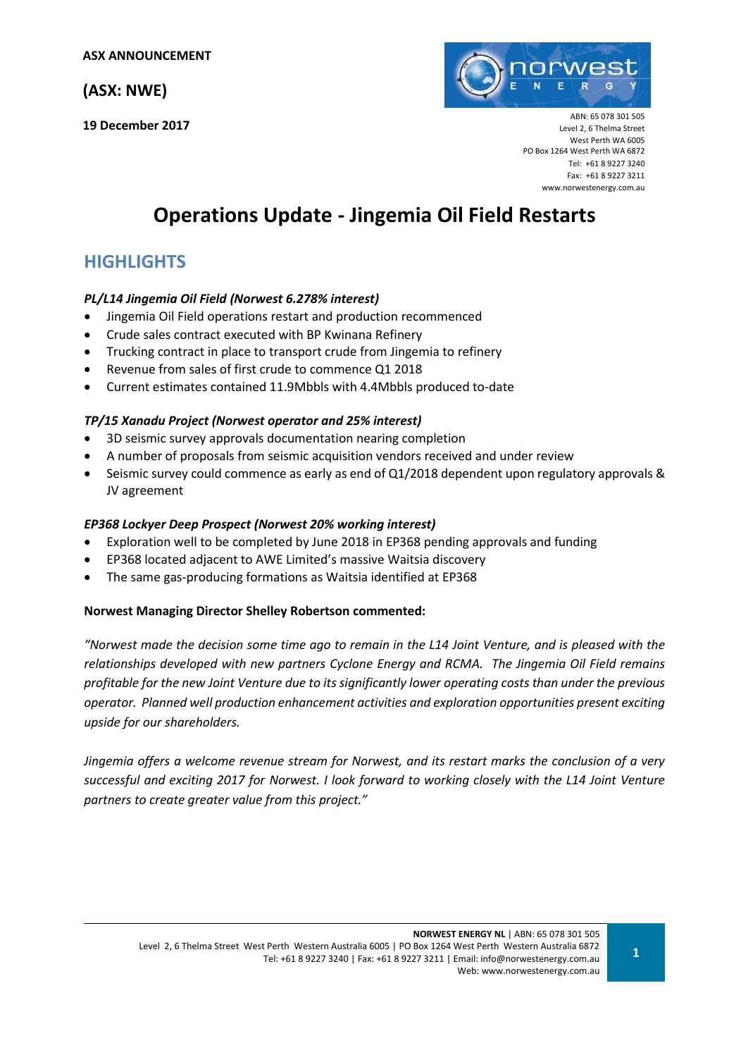**ASX ANNOUNCEMENT**

**(ASX: NWE)**

**19 December 2017**

ABN: 65 078 301 505
Level 2, 6 Thelma Street
West Perth WA 6005
PO Box 1264 West Perth WA 6872
Tel: +61 8 9227 3240
Fax: +61 8 9227 3211
www.norwestenergy.com.au

# Operations Update - Jingemia Oil Field Restarts

## HIGHLIGHTS

***PL/L14 Jingemia Oil Field (Norwest 6.278% interest)***

- Jingemia Oil Field operations restart and production recommenced
- Crude sales contract executed with BP Kwinana Refinery
- Trucking contract in place to transport crude from Jingemia to refinery
- Revenue from sales of first crude to commence Q1 2018
- Current estimates contained 11.9Mbbls with 4.4Mbbls produced to-date

***TP/15 Xanadu Project (Norwest operator and 25% interest)***

- 3D seismic survey approvals documentation nearing completion
- A number of proposals from seismic acquisition vendors received and under review
- Seismic survey could commence as early as end of Q1/2018 dependent upon regulatory approvals & JV agreement

***EP368 Lockyer Deep Prospect (Norwest 20% working interest)***

- Exploration well to be completed by June 2018 in EP368 pending approvals and funding
- EP368 located adjacent to AWE Limited's massive Waitsia discovery
- The same gas-producing formations as Waitsia identified at EP368

**Norwest Managing Director Shelley Robertson commented:**

*"Norwest made the decision some time ago to remain in the L14 Joint Venture, and is pleased with the relationships developed with new partners Cyclone Energy and RCMA. The Jingemia Oil Field remains profitable for the new Joint Venture due to its significantly lower operating costs than under the previous operator. Planned well production enhancement activities and exploration opportunities present exciting upside for our shareholders.*

*Jingemia offers a welcome revenue stream for Norwest, and its restart marks the conclusion of a very successful and exciting 2017 for Norwest. I look forward to working closely with the L14 Joint Venture partners to create greater value from this project."*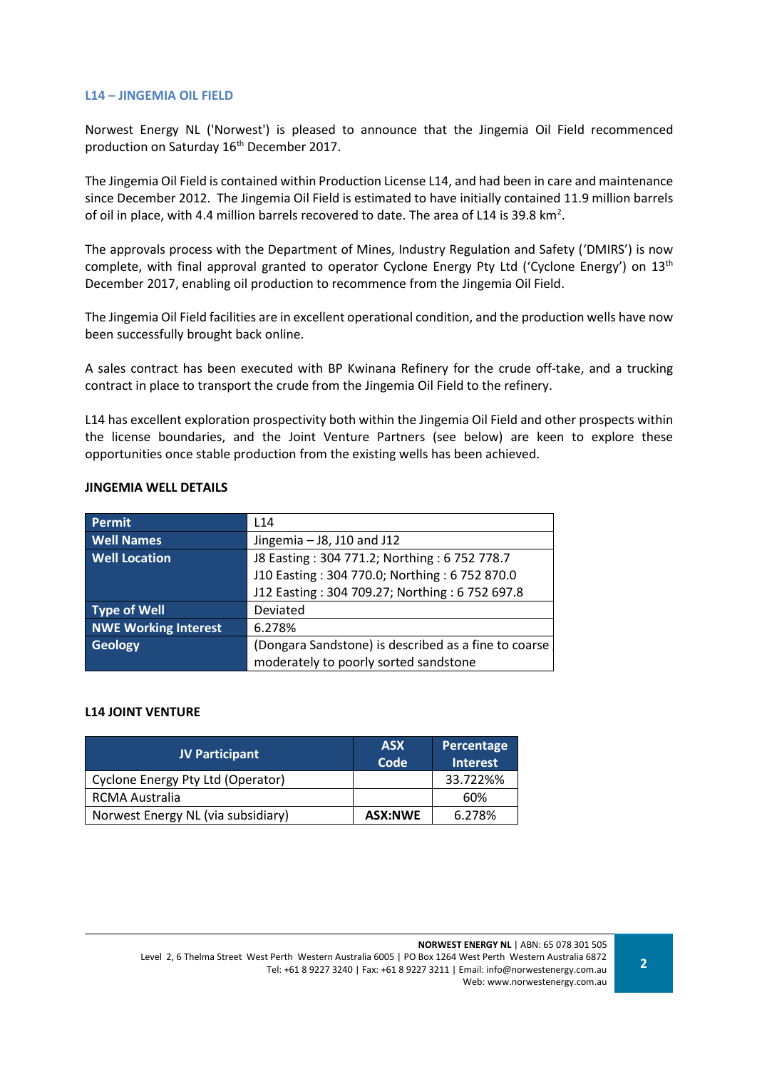### L14 – JINGEMIA OIL FIELD

Norwest Energy NL ('Norwest') is pleased to announce that the Jingemia Oil Field recommenced production on Saturday 16th December 2017.

The Jingemia Oil Field is contained within Production License L14, and had been in care and maintenance since December 2012. The Jingemia Oil Field is estimated to have initially contained 11.9 million barrels of oil in place, with 4.4 million barrels recovered to date. The area of L14 is 39.8 km$^2$.

The approvals process with the Department of Mines, Industry Regulation and Safety ('DMIRS') is now complete, with final approval granted to operator Cyclone Energy Pty Ltd ('Cyclone Energy') on 13th December 2017, enabling oil production to recommence from the Jingemia Oil Field.

The Jingemia Oil Field facilities are in excellent operational condition, and the production wells have now been successfully brought back online.

A sales contract has been executed with BP Kwinana Refinery for the crude off-take, and a trucking contract in place to transport the crude from the Jingemia Oil Field to the refinery.

L14 has excellent exploration prospectivity both within the Jingemia Oil Field and other prospects within the license boundaries, and the Joint Venture Partners (see below) are keen to explore these opportunities once stable production from the existing wells has been achieved.

**JINGEMIA WELL DETAILS**

| | |
|---|---|
| **Permit** | L14 |
| **Well Names** | Jingemia – J8, J10 and J12 |
| **Well Location** | J8 Easting : 304 771.2; Northing : 6 752 778.7<br>J10 Easting : 304 770.0; Northing : 6 752 870.0<br>J12 Easting : 304 709.27; Northing : 6 752 697.8 |
| **Type of Well** | Deviated |
| **NWE Working Interest** | 6.278% |
| **Geology** | (Dongara Sandstone) is described as a fine to coarse moderately to poorly sorted sandstone |

**L14 JOINT VENTURE**

| JV Participant | ASX Code | Percentage Interest |
|---|---|---|
| Cyclone Energy Pty Ltd (Operator) | | 33.722%% |
| RCMA Australia | | 60% |
| Norwest Energy NL (via subsidiary) | **ASX:NWE** | 6.278% |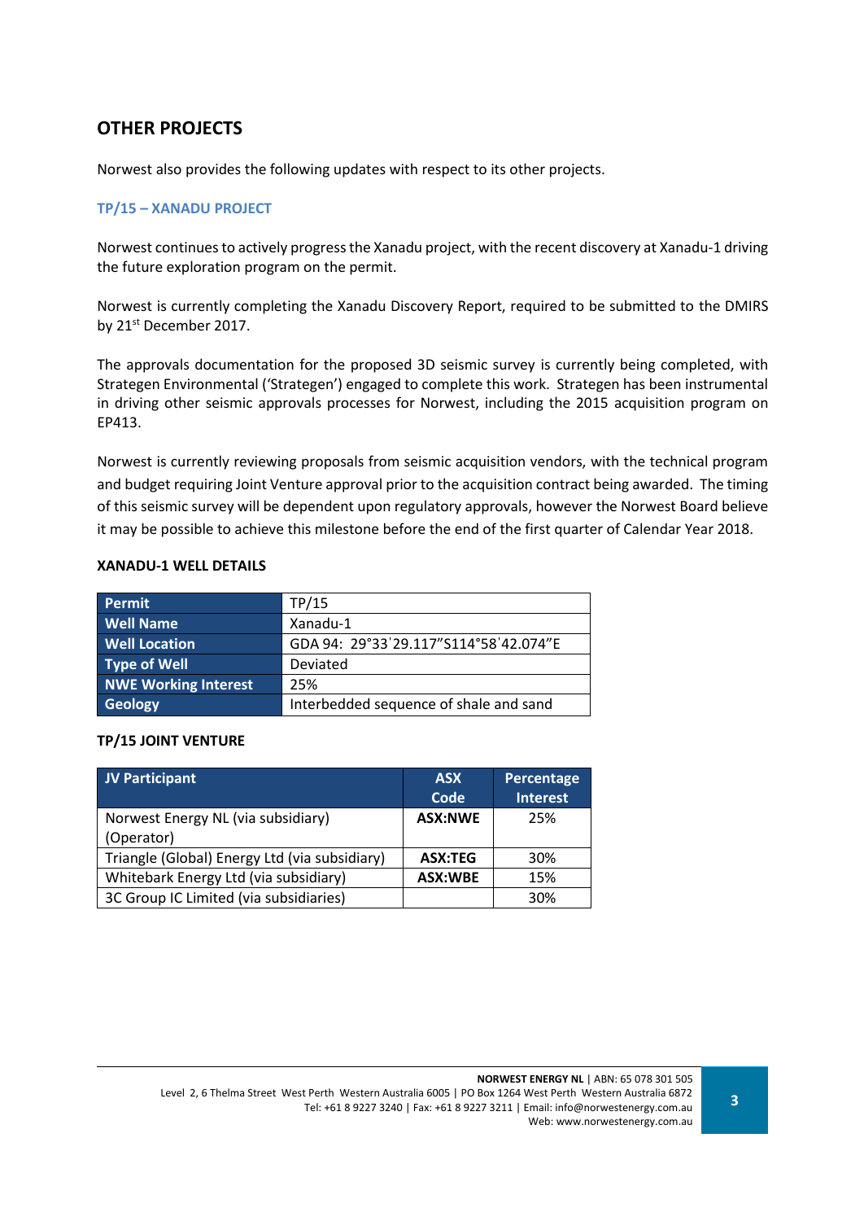## OTHER PROJECTS

Norwest also provides the following updates with respect to its other projects.

### TP/15 – XANADU PROJECT

Norwest continues to actively progress the Xanadu project, with the recent discovery at Xanadu-1 driving the future exploration program on the permit.

Norwest is currently completing the Xanadu Discovery Report, required to be submitted to the DMIRS by 21st December 2017.

The approvals documentation for the proposed 3D seismic survey is currently being completed, with Strategen Environmental ('Strategen') engaged to complete this work. Strategen has been instrumental in driving other seismic approvals processes for Norwest, including the 2015 acquisition program on EP413.

Norwest is currently reviewing proposals from seismic acquisition vendors, with the technical program and budget requiring Joint Venture approval prior to the acquisition contract being awarded. The timing of this seismic survey will be dependent upon regulatory approvals, however the Norwest Board believe it may be possible to achieve this milestone before the end of the first quarter of Calendar Year 2018.

**XANADU-1 WELL DETAILS**

| | |
|---|---|
| **Permit** | TP/15 |
| **Well Name** | Xanadu-1 |
| **Well Location** | GDA 94: 29°33'29.117"S114°58'42.074"E |
| **Type of Well** | Deviated |
| **NWE Working Interest** | 25% |
| **Geology** | Interbedded sequence of shale and sand |

**TP/15 JOINT VENTURE**

| JV Participant | ASX Code | Percentage Interest |
|---|---|---|
| Norwest Energy NL (via subsidiary) (Operator) | **ASX:NWE** | 25% |
| Triangle (Global) Energy Ltd (via subsidiary) | **ASX:TEG** | 30% |
| Whitebark Energy Ltd (via subsidiary) | **ASX:WBE** | 15% |
| 3C Group IC Limited (via subsidiaries) | | 30% |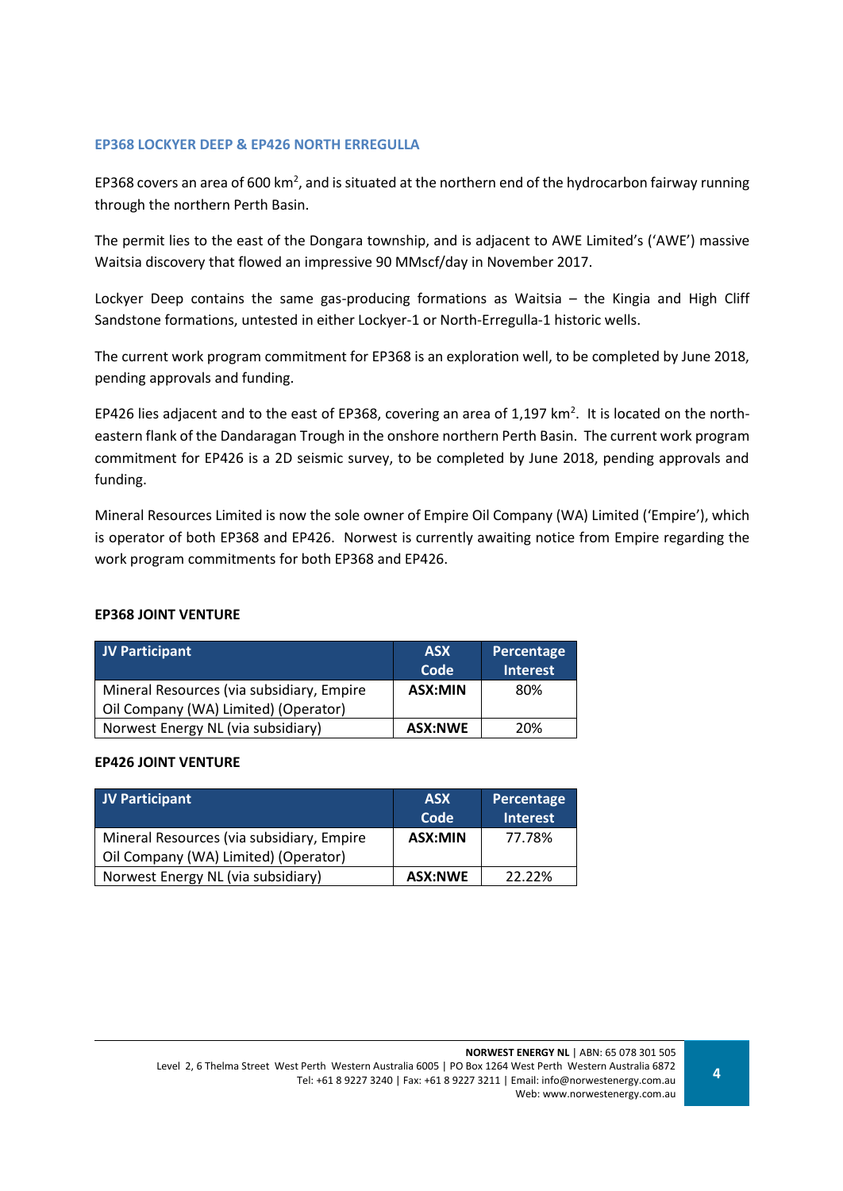## EP368 LOCKYER DEEP & EP426 NORTH ERREGULLA

EP368 covers an area of 600 km$^2$, and is situated at the northern end of the hydrocarbon fairway running through the northern Perth Basin.

The permit lies to the east of the Dongara township, and is adjacent to AWE Limited's ('AWE') massive Waitsia discovery that flowed an impressive 90 MMscf/day in November 2017.

Lockyer Deep contains the same gas-producing formations as Waitsia – the Kingia and High Cliff Sandstone formations, untested in either Lockyer-1 or North-Erregulla-1 historic wells.

The current work program commitment for EP368 is an exploration well, to be completed by June 2018, pending approvals and funding.

EP426 lies adjacent and to the east of EP368, covering an area of 1,197 km$^2$. It is located on the north-eastern flank of the Dandaragan Trough in the onshore northern Perth Basin. The current work program commitment for EP426 is a 2D seismic survey, to be completed by June 2018, pending approvals and funding.

Mineral Resources Limited is now the sole owner of Empire Oil Company (WA) Limited ('Empire'), which is operator of both EP368 and EP426. Norwest is currently awaiting notice from Empire regarding the work program commitments for both EP368 and EP426.

### EP368 JOINT VENTURE

| JV Participant | ASX Code | Percentage Interest |
|---|---|---|
| Mineral Resources (via subsidiary, Empire Oil Company (WA) Limited) (Operator) | **ASX:MIN** | 80% |
| Norwest Energy NL (via subsidiary) | **ASX:NWE** | 20% |

### EP426 JOINT VENTURE

| JV Participant | ASX Code | Percentage Interest |
|---|---|---|
| Mineral Resources (via subsidiary, Empire Oil Company (WA) Limited) (Operator) | **ASX:MIN** | 77.78% |
| Norwest Energy NL (via subsidiary) | **ASX:NWE** | 22.22% |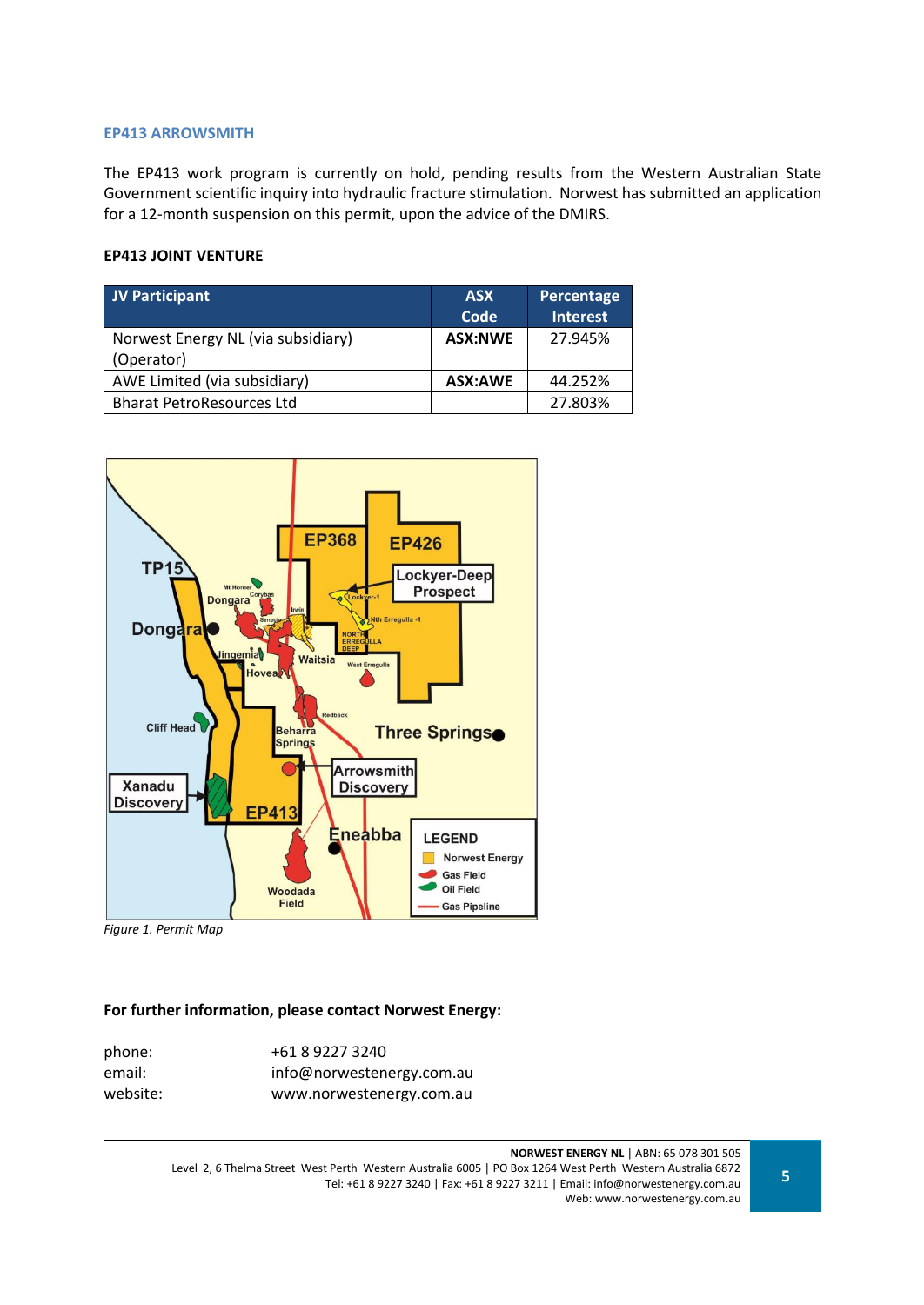## EP413 ARROWSMITH

The EP413 work program is currently on hold, pending results from the Western Australian State Government scientific inquiry into hydraulic fracture stimulation. Norwest has submitted an application for a 12-month suspension on this permit, upon the advice of the DMIRS.

### EP413 JOINT VENTURE

| JV Participant | ASX Code | Percentage Interest |
|---|---|---|
| Norwest Energy NL (via subsidiary) (Operator) | ASX:NWE | 27.945% |
| AWE Limited (via subsidiary) | ASX:AWE | 44.252% |
| Bharat PetroResources Ltd | | 27.803% |

TP15
EP368
EP426
Lockyer-Deep Prospect
Lockyer-1
Nth Erregulla -1
NORTH ERREGULLA DEEP
West Erregulla
Mt Horner
Corybas
Dongara
Irwin
Senecio
Dongara
Jingemia
Hovea
Waitsia
Redback
Beharra Springs
Three Springs
Cliff Head
Arrowsmith Discovery
Xanadu Discovery
EP413
Eneabba
Woodada Field
LEGEND
Norwest Energy
Gas Field
Oil Field
Gas Pipeline

*Figure 1. Permit Map*

**For further information, please contact Norwest Energy:**

phone: +61 8 9227 3240
email: info@norwestenergy.com.au
website: www.norwestenergy.com.au